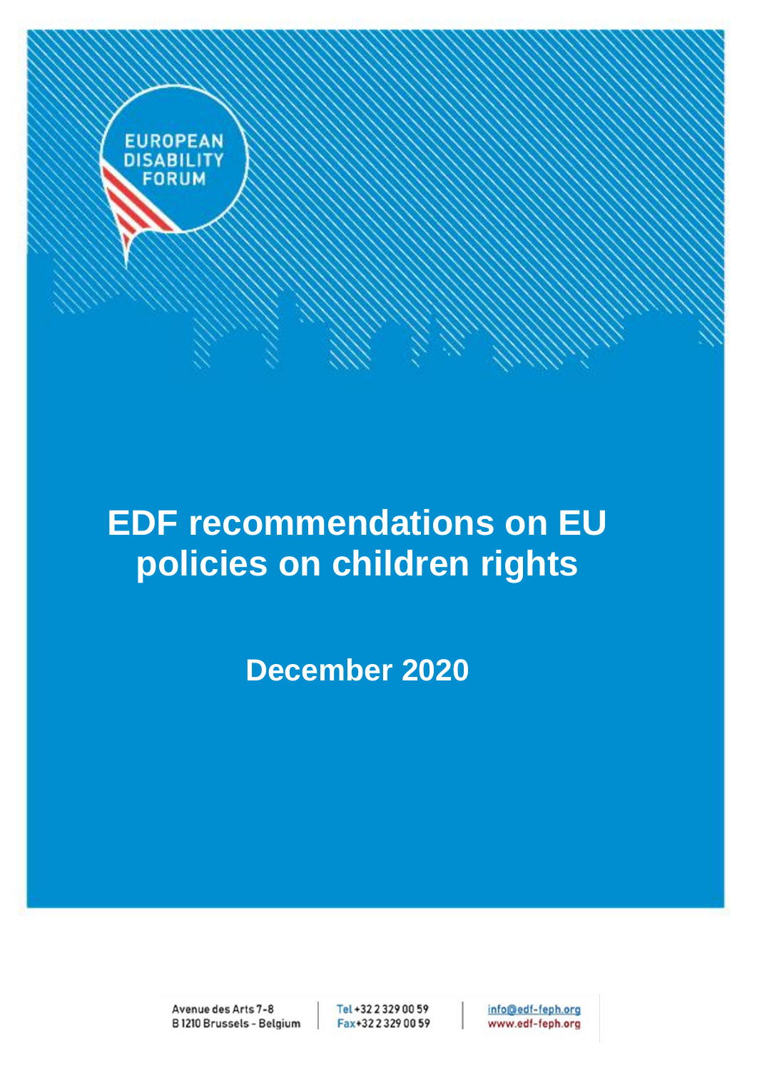EUROPEAN DISABILITY FORUM

# EDF recommendations on EU policies on children rights

**December 2020**

Avenue des Arts 7-8
B 1210 Brussels - Belgium

Tel +32 2 329 00 59
Fax +32 2 329 00 59

info@edf-feph.org
www.edf-feph.org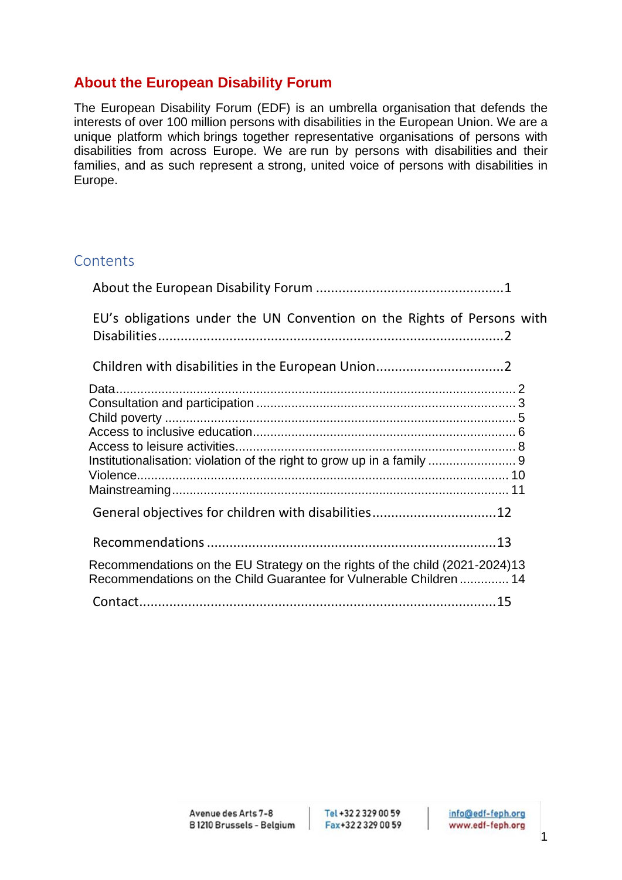## About the European Disability Forum

The European Disability Forum (EDF) is an umbrella organisation that defends the interests of over 100 million persons with disabilities in the European Union. We are a unique platform which brings together representative organisations of persons with disabilities from across Europe. We are run by persons with disabilities and their families, and as such represent a strong, united voice of persons with disabilities in Europe.

## Contents

About the European Disability Forum ....................................................1

EU's obligations under the UN Convention on the Rights of Persons with Disabilities....................................................................................2

Children with disabilities in the European Union..................................2

- Data....................................................................................................... 2
- Consultation and participation ............................................................. 3
- Child poverty ........................................................................................ 5
- Access to inclusive education................................................................ 6
- Access to leisure activities..................................................................... 8
- Institutionalisation: violation of the right to grow up in a family ........................ 9
- Violence................................................................................................ 10
- Mainstreaming...................................................................................... 11

General objectives for children with disabilities.................................12

Recommendations ...................................................................................13

- Recommendations on the EU Strategy on the rights of the child (2021-2024)13
- Recommendations on the Child Guarantee for Vulnerable Children .............. 14

Contact.....................................................................................................15

Avenue des Arts 7-8
B 1210 Brussels - Belgium

Tel +32 2 329 00 59
Fax +32 2 329 00 59

info@edf-feph.org
www.edf-feph.org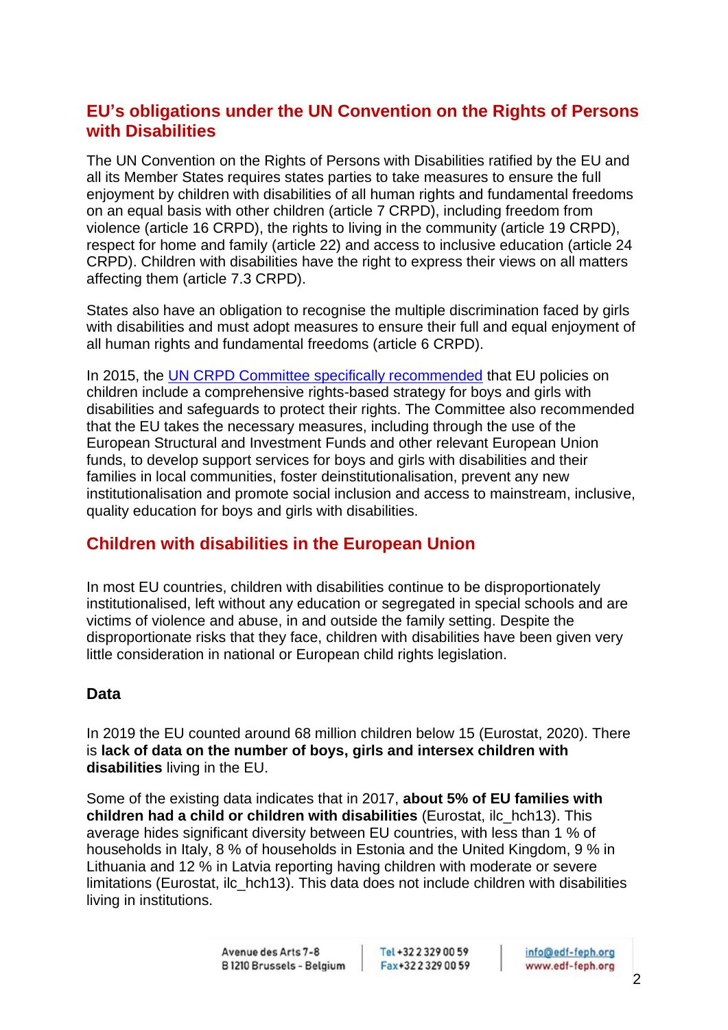## EU's obligations under the UN Convention on the Rights of Persons with Disabilities

The UN Convention on the Rights of Persons with Disabilities ratified by the EU and all its Member States requires states parties to take measures to ensure the full enjoyment by children with disabilities of all human rights and fundamental freedoms on an equal basis with other children (article 7 CRPD), including freedom from violence (article 16 CRPD), the rights to living in the community (article 19 CRPD), respect for home and family (article 22) and access to inclusive education (article 24 CRPD). Children with disabilities have the right to express their views on all matters affecting them (article 7.3 CRPD).

States also have an obligation to recognise the multiple discrimination faced by girls with disabilities and must adopt measures to ensure their full and equal enjoyment of all human rights and fundamental freedoms (article 6 CRPD).

In 2015, the UN CRPD Committee specifically recommended that EU policies on children include a comprehensive rights-based strategy for boys and girls with disabilities and safeguards to protect their rights. The Committee also recommended that the EU takes the necessary measures, including through the use of the European Structural and Investment Funds and other relevant European Union funds, to develop support services for boys and girls with disabilities and their families in local communities, foster deinstitutionalisation, prevent any new institutionalisation and promote social inclusion and access to mainstream, inclusive, quality education for boys and girls with disabilities.

## Children with disabilities in the European Union

In most EU countries, children with disabilities continue to be disproportionately institutionalised, left without any education or segregated in special schools and are victims of violence and abuse, in and outside the family setting. Despite the disproportionate risks that they face, children with disabilities have been given very little consideration in national or European child rights legislation.

### Data

In 2019 the EU counted around 68 million children below 15 (Eurostat, 2020). There is **lack of data on the number of boys, girls and intersex children with disabilities** living in the EU.

Some of the existing data indicates that in 2017, **about 5% of EU families with children had a child or children with disabilities** (Eurostat, ilc_hch13). This average hides significant diversity between EU countries, with less than 1 % of households in Italy, 8 % of households in Estonia and the United Kingdom, 9 % in Lithuania and 12 % in Latvia reporting having children with moderate or severe limitations (Eurostat, ilc_hch13). This data does not include children with disabilities living in institutions.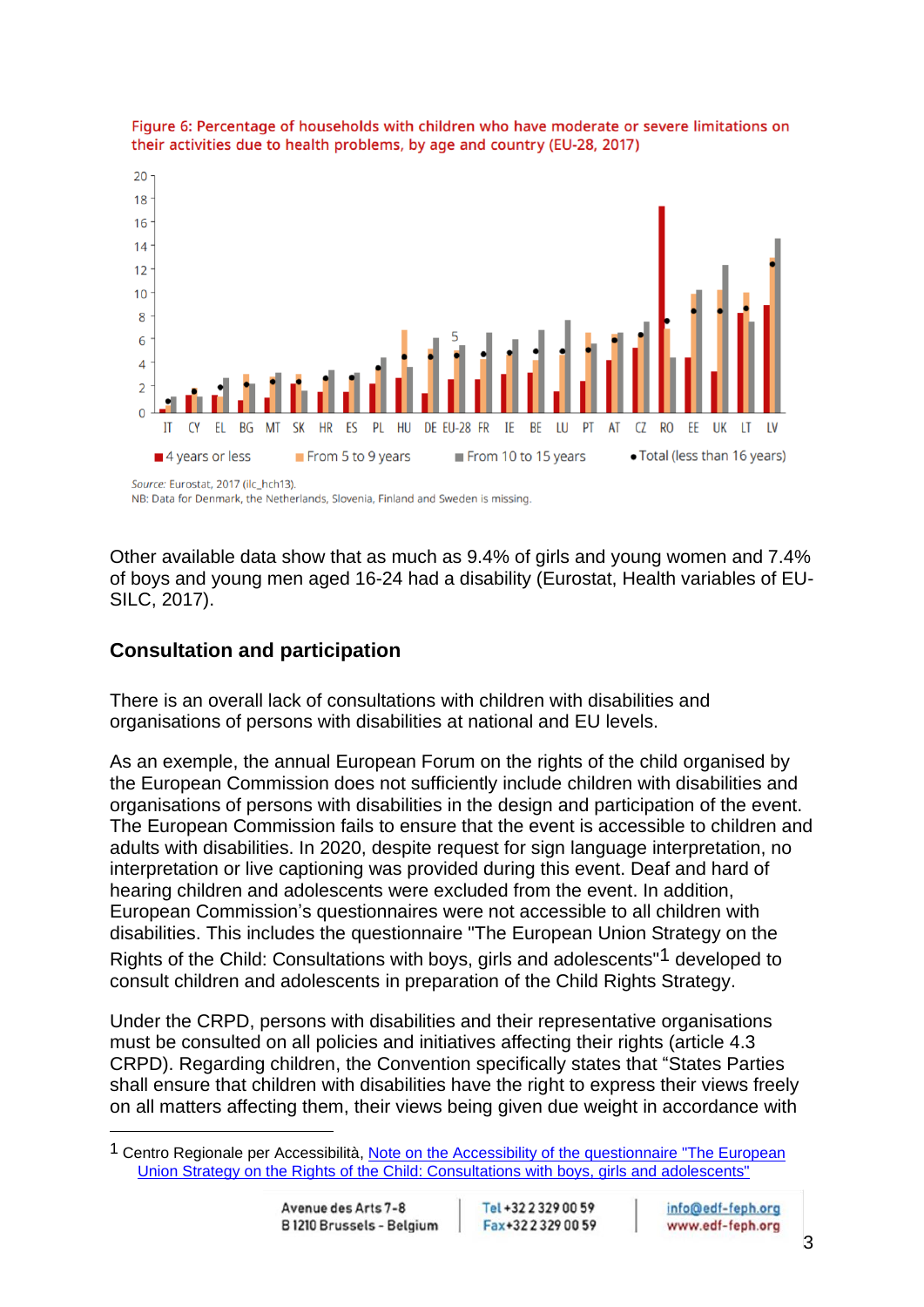Figure 6: Percentage of households with children who have moderate or severe limitations on their activities due to health problems, by age and country (EU-28, 2017)

*Source:* Eurostat, 2017 (ilc_hch13).
NB: Data for Denmark, the Netherlands, Slovenia, Finland and Sweden is missing.

Other available data show that as much as 9.4% of girls and young women and 7.4% of boys and young men aged 16-24 had a disability (Eurostat, Health variables of EU-SILC, 2017).

## Consultation and participation

There is an overall lack of consultations with children with disabilities and organisations of persons with disabilities at national and EU levels.

As an example, the annual European Forum on the rights of the child organised by the European Commission does not sufficiently include children with disabilities and organisations of persons with disabilities in the design and participation of the event. The European Commission fails to ensure that the event is accessible to children and adults with disabilities. In 2020, despite request for sign language interpretation, no interpretation or live captioning was provided during this event. Deaf and hard of hearing children and adolescents were excluded from the event. In addition, European Commission's questionnaires were not accessible to all children with disabilities. This includes the questionnaire "The European Union Strategy on the Rights of the Child: Consultations with boys, girls and adolescents"[1] developed to consult children and adolescents in preparation of the Child Rights Strategy.

Under the CRPD, persons with disabilities and their representative organisations must be consulted on all policies and initiatives affecting their rights (article 4.3 CRPD). Regarding children, the Convention specifically states that "States Parties shall ensure that children with disabilities have the right to express their views freely on all matters affecting them, their views being given due weight in accordance with

[1] Centro Regionale per Accessibilità, Note on the Accessibility of the questionnaire "The European Union Strategy on the Rights of the Child: Consultations with boys, girls and adolescents"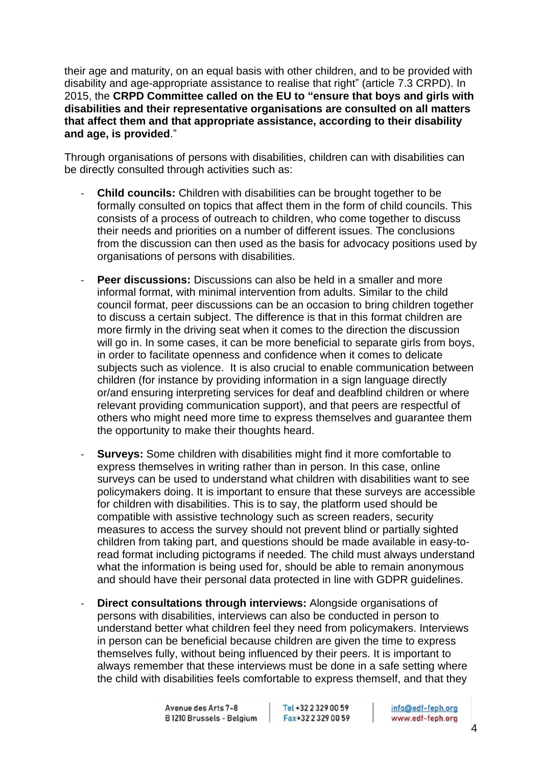their age and maturity, on an equal basis with other children, and to be provided with disability and age-appropriate assistance to realise that right" (article 7.3 CRPD). In 2015, the **CRPD Committee called on the EU to "ensure that boys and girls with disabilities and their representative organisations are consulted on all matters that affect them and that appropriate assistance, according to their disability and age, is provided**."

Through organisations of persons with disabilities, children can with disabilities can be directly consulted through activities such as:

- **Child councils:** Children with disabilities can be brought together to be formally consulted on topics that affect them in the form of child councils. This consists of a process of outreach to children, who come together to discuss their needs and priorities on a number of different issues. The conclusions from the discussion can then used as the basis for advocacy positions used by organisations of persons with disabilities.

- **Peer discussions:** Discussions can also be held in a smaller and more informal format, with minimal intervention from adults. Similar to the child council format, peer discussions can be an occasion to bring children together to discuss a certain subject. The difference is that in this format children are more firmly in the driving seat when it comes to the direction the discussion will go in. In some cases, it can be more beneficial to separate girls from boys, in order to facilitate openness and confidence when it comes to delicate subjects such as violence. It is also crucial to enable communication between children (for instance by providing information in a sign language directly or/and ensuring interpreting services for deaf and deafblind children or where relevant providing communication support), and that peers are respectful of others who might need more time to express themselves and guarantee them the opportunity to make their thoughts heard.

- **Surveys:** Some children with disabilities might find it more comfortable to express themselves in writing rather than in person. In this case, online surveys can be used to understand what children with disabilities want to see policymakers doing. It is important to ensure that these surveys are accessible for children with disabilities. This is to say, the platform used should be compatible with assistive technology such as screen readers, security measures to access the survey should not prevent blind or partially sighted children from taking part, and questions should be made available in easy-to-read format including pictograms if needed. The child must always understand what the information is being used for, should be able to remain anonymous and should have their personal data protected in line with GDPR guidelines.

- **Direct consultations through interviews:** Alongside organisations of persons with disabilities, interviews can also be conducted in person to understand better what children feel they need from policymakers. Interviews in person can be beneficial because children are given the time to express themselves fully, without being influenced by their peers. It is important to always remember that these interviews must be done in a safe setting where the child with disabilities feels comfortable to express themself, and that they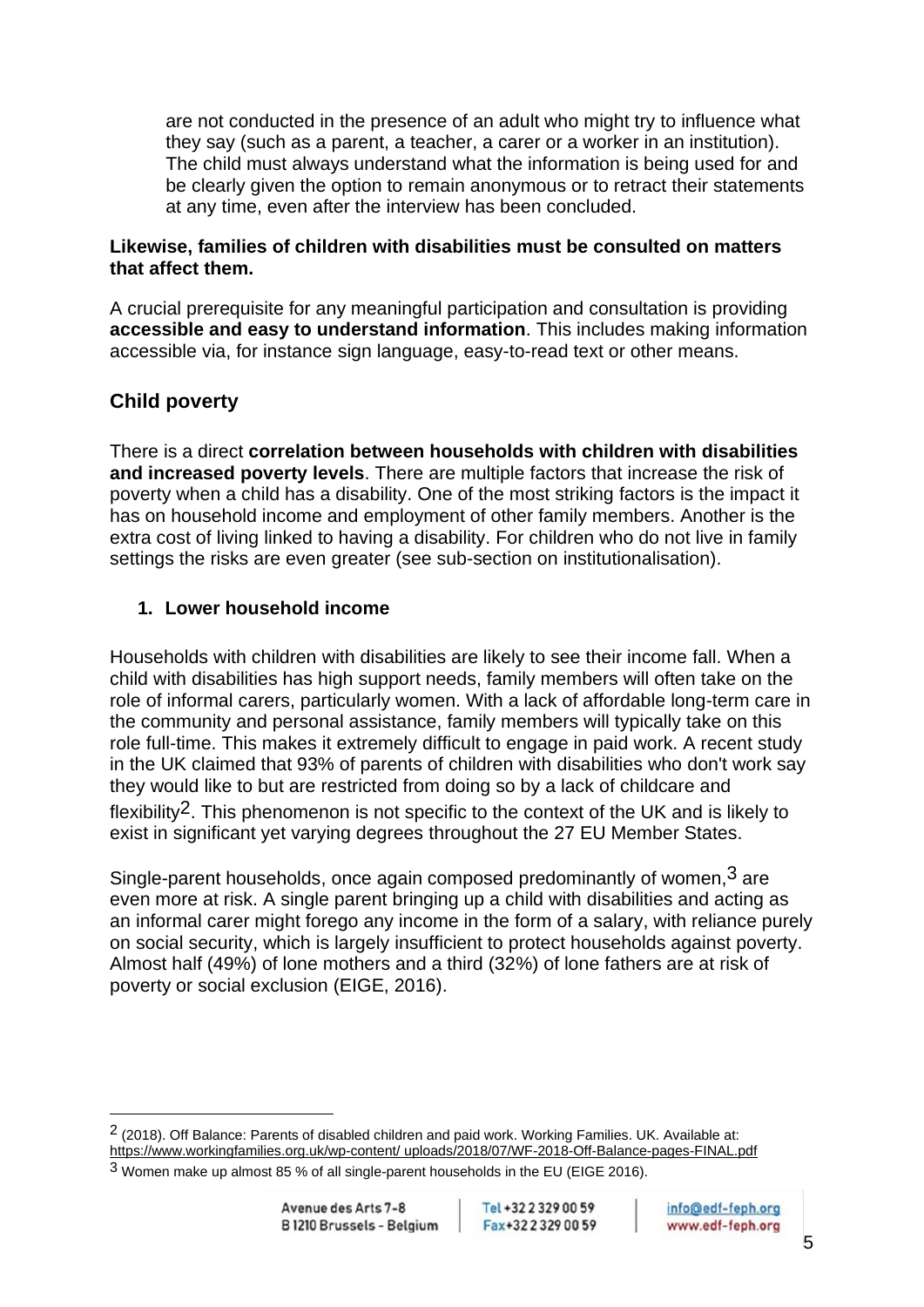are not conducted in the presence of an adult who might try to influence what they say (such as a parent, a teacher, a carer or a worker in an institution). The child must always understand what the information is being used for and be clearly given the option to remain anonymous or to retract their statements at any time, even after the interview has been concluded.

**Likewise, families of children with disabilities must be consulted on matters that affect them.**

A crucial prerequisite for any meaningful participation and consultation is providing **accessible and easy to understand information**. This includes making information accessible via, for instance sign language, easy-to-read text or other means.

## Child poverty

There is a direct **correlation between households with children with disabilities and increased poverty levels**. There are multiple factors that increase the risk of poverty when a child has a disability. One of the most striking factors is the impact it has on household income and employment of other family members. Another is the extra cost of living linked to having a disability. For children who do not live in family settings the risks are even greater (see sub-section on institutionalisation).

### 1. Lower household income

Households with children with disabilities are likely to see their income fall. When a child with disabilities has high support needs, family members will often take on the role of informal carers, particularly women. With a lack of affordable long-term care in the community and personal assistance, family members will typically take on this role full-time. This makes it extremely difficult to engage in paid work. A recent study in the UK claimed that 93% of parents of children with disabilities who don't work say they would like to but are restricted from doing so by a lack of childcare and flexibility[2]. This phenomenon is not specific to the context of the UK and is likely to exist in significant yet varying degrees throughout the 27 EU Member States.

Single-parent households, once again composed predominantly of women,[3] are even more at risk. A single parent bringing up a child with disabilities and acting as an informal carer might forego any income in the form of a salary, with reliance purely on social security, which is largely insufficient to protect households against poverty. Almost half (49%) of lone mothers and a third (32%) of lone fathers are at risk of poverty or social exclusion (EIGE, 2016).

---

[2] (2018). Off Balance: Parents of disabled children and paid work. Working Families. UK. Available at: https://www.workingfamilies.org.uk/wp-content/ uploads/2018/07/WF-2018-Off-Balance-pages-FINAL.pdf

[3] Women make up almost 85 % of all single-parent households in the EU (EIGE 2016).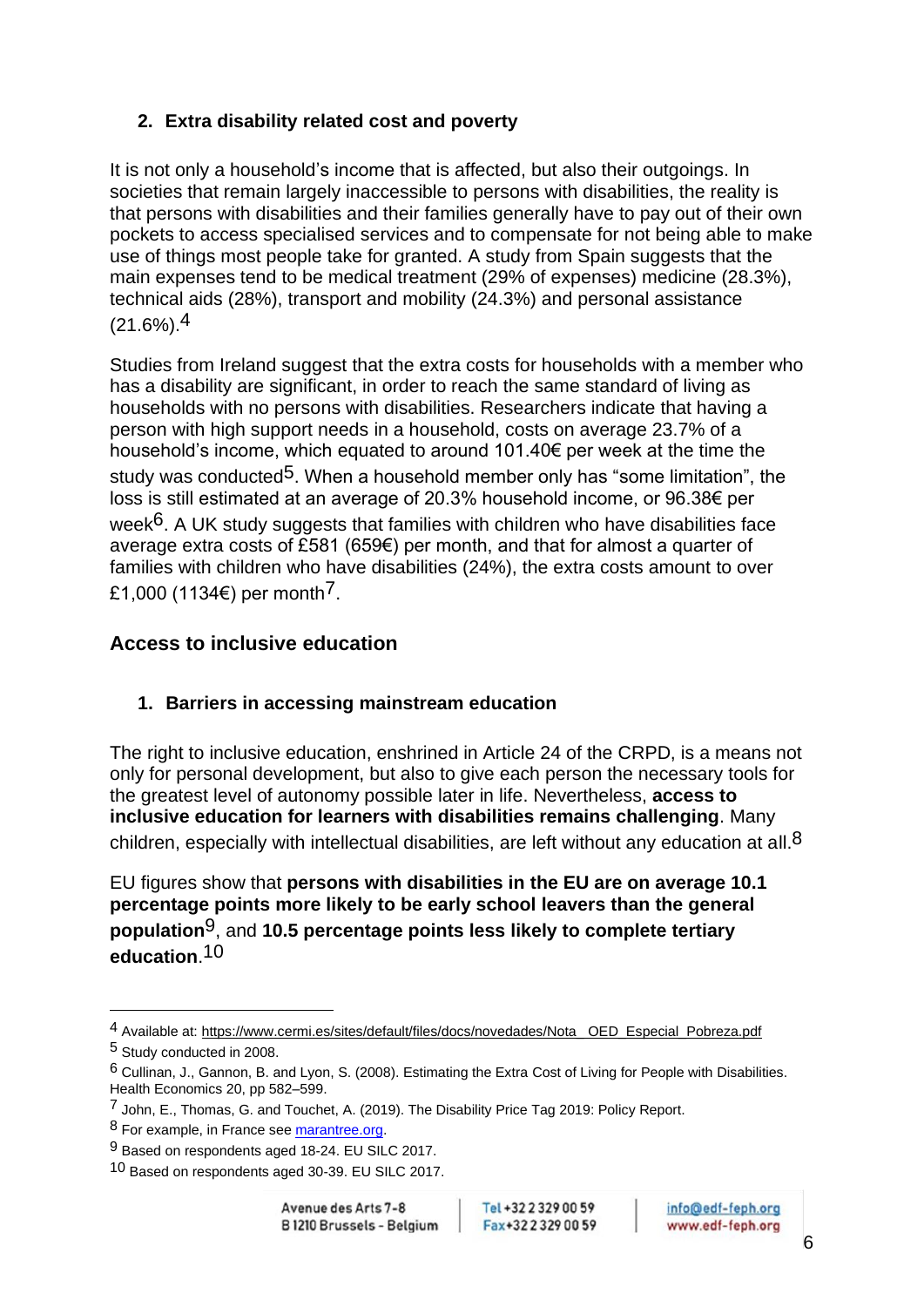### 2. Extra disability related cost and poverty

It is not only a household's income that is affected, but also their outgoings. In societies that remain largely inaccessible to persons with disabilities, the reality is that persons with disabilities and their families generally have to pay out of their own pockets to access specialised services and to compensate for not being able to make use of things most people take for granted. A study from Spain suggests that the main expenses tend to be medical treatment (29% of expenses) medicine (28.3%), technical aids (28%), transport and mobility (24.3%) and personal assistance (21.6%).[4]

Studies from Ireland suggest that the extra costs for households with a member who has a disability are significant, in order to reach the same standard of living as households with no persons with disabilities. Researchers indicate that having a person with high support needs in a household, costs on average 23.7% of a household's income, which equated to around 101.40€ per week at the time the study was conducted[5]. When a household member only has "some limitation", the loss is still estimated at an average of 20.3% household income, or 96.38€ per week[6]. A UK study suggests that families with children who have disabilities face average extra costs of £581 (659€) per month, and that for almost a quarter of families with children who have disabilities (24%), the extra costs amount to over £1,000 (1134€) per month[7].

## Access to inclusive education

### 1. Barriers in accessing mainstream education

The right to inclusive education, enshrined in Article 24 of the CRPD, is a means not only for personal development, but also to give each person the necessary tools for the greatest level of autonomy possible later in life. Nevertheless, **access to inclusive education for learners with disabilities remains challenging**. Many children, especially with intellectual disabilities, are left without any education at all.[8]

EU figures show that **persons with disabilities in the EU are on average 10.1 percentage points more likely to be early school leavers than the general population**[9], and **10.5 percentage points less likely to complete tertiary education**.[10]

---

[4] Available at: https://www.cermi.es/sites/default/files/docs/novedades/Nota_ OED_Especial_Pobreza.pdf

[5] Study conducted in 2008.

[6] Cullinan, J., Gannon, B. and Lyon, S. (2008). Estimating the Extra Cost of Living for People with Disabilities. Health Economics 20, pp 582–599.

[7] John, E., Thomas, G. and Touchet, A. (2019). The Disability Price Tag 2019: Policy Report.

[8] For example, in France see marantree.org.

[9] Based on respondents aged 18-24. EU SILC 2017.

[10] Based on respondents aged 30-39. EU SILC 2017.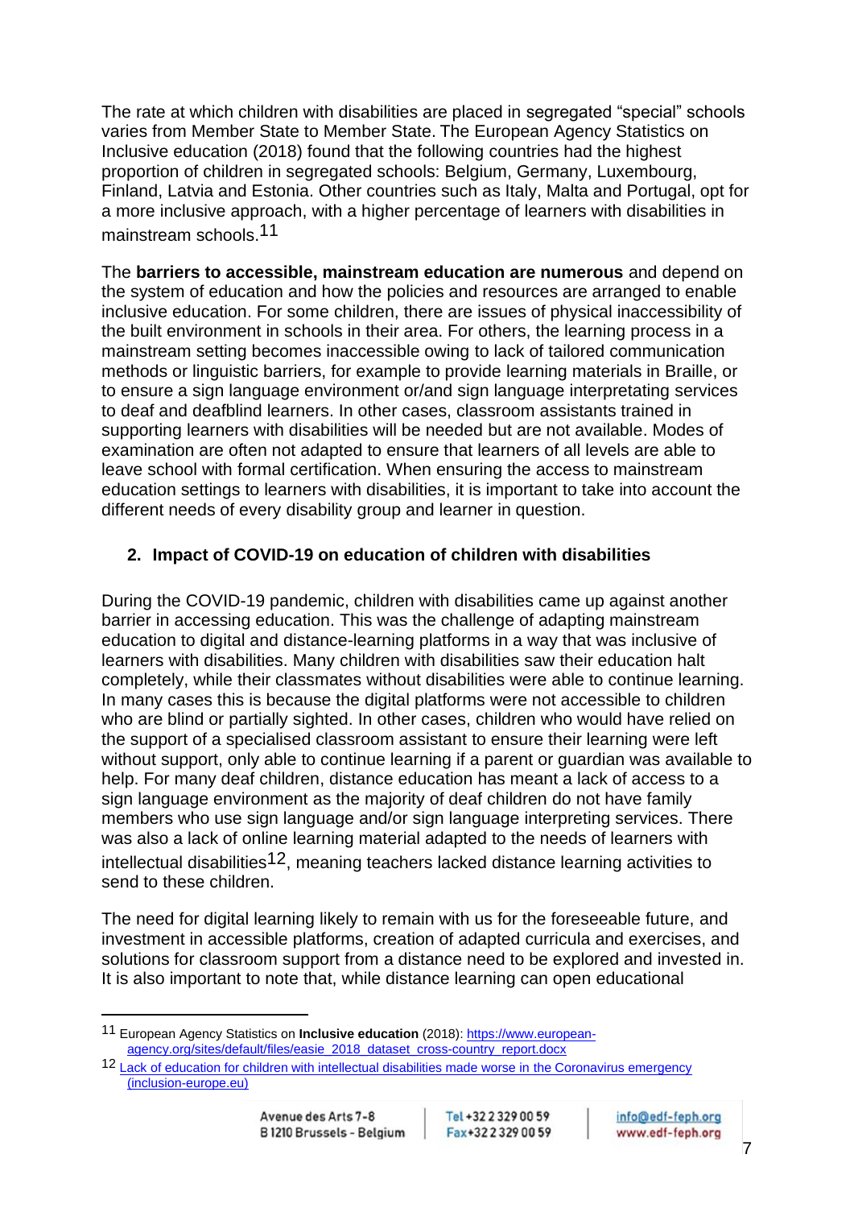The rate at which children with disabilities are placed in segregated "special" schools varies from Member State to Member State. The European Agency Statistics on Inclusive education (2018) found that the following countries had the highest proportion of children in segregated schools: Belgium, Germany, Luxembourg, Finland, Latvia and Estonia. Other countries such as Italy, Malta and Portugal, opt for a more inclusive approach, with a higher percentage of learners with disabilities in mainstream schools.[11]

The **barriers to accessible, mainstream education are numerous** and depend on the system of education and how the policies and resources are arranged to enable inclusive education. For some children, there are issues of physical inaccessibility of the built environment in schools in their area. For others, the learning process in a mainstream setting becomes inaccessible owing to lack of tailored communication methods or linguistic barriers, for example to provide learning materials in Braille, or to ensure a sign language environment or/and sign language interpreting services to deaf and deafblind learners. In other cases, classroom assistants trained in supporting learners with disabilities will be needed but are not available. Modes of examination are often not adapted to ensure that learners of all levels are able to leave school with formal certification. When ensuring the access to mainstream education settings to learners with disabilities, it is important to take into account the different needs of every disability group and learner in question.

## 2. Impact of COVID-19 on education of children with disabilities

During the COVID-19 pandemic, children with disabilities came up against another barrier in accessing education. This was the challenge of adapting mainstream education to digital and distance-learning platforms in a way that was inclusive of learners with disabilities. Many children with disabilities saw their education halt completely, while their classmates without disabilities were able to continue learning. In many cases this is because the digital platforms were not accessible to children who are blind or partially sighted. In other cases, children who would have relied on the support of a specialised classroom assistant to ensure their learning were left without support, only able to continue learning if a parent or guardian was available to help. For many deaf children, distance education has meant a lack of access to a sign language environment as the majority of deaf children do not have family members who use sign language and/or sign language interpreting services. There was also a lack of online learning material adapted to the needs of learners with intellectual disabilities[12], meaning teachers lacked distance learning activities to send to these children.

The need for digital learning likely to remain with us for the foreseeable future, and investment in accessible platforms, creation of adapted curricula and exercises, and solutions for classroom support from a distance need to be explored and invested in. It is also important to note that, while distance learning can open educational

---

[11] European Agency Statistics on **Inclusive education** (2018): https://www.european-agency.org/sites/default/files/easie_2018_dataset_cross-country_report.docx

[12] Lack of education for children with intellectual disabilities made worse in the Coronavirus emergency (inclusion-europe.eu)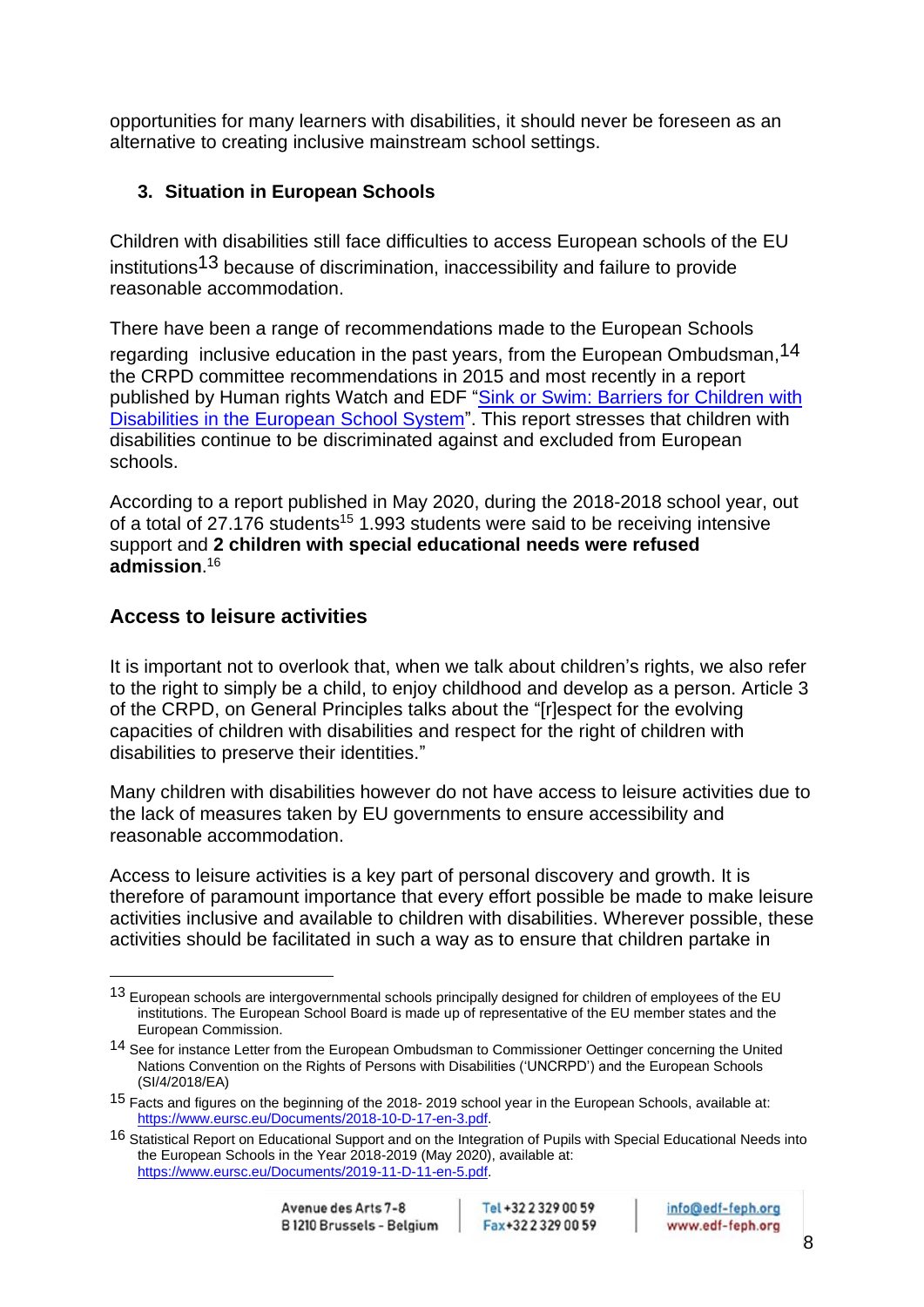opportunities for many learners with disabilities, it should never be foreseen as an alternative to creating inclusive mainstream school settings.

### 3. Situation in European Schools

Children with disabilities still face difficulties to access European schools of the EU institutions[13] because of discrimination, inaccessibility and failure to provide reasonable accommodation.

There have been a range of recommendations made to the European Schools regarding inclusive education in the past years, from the European Ombudsman,[14] the CRPD committee recommendations in 2015 and most recently in a report published by Human rights Watch and EDF "Sink or Swim: Barriers for Children with Disabilities in the European School System". This report stresses that children with disabilities continue to be discriminated against and excluded from European schools.

According to a report published in May 2020, during the 2018-2018 school year, out of a total of 27.176 students[15] 1.993 students were said to be receiving intensive support and **2 children with special educational needs were refused admission**.[16]

## Access to leisure activities

It is important not to overlook that, when we talk about children's rights, we also refer to the right to simply be a child, to enjoy childhood and develop as a person. Article 3 of the CRPD, on General Principles talks about the "[r]espect for the evolving capacities of children with disabilities and respect for the right of children with disabilities to preserve their identities."

Many children with disabilities however do not have access to leisure activities due to the lack of measures taken by EU governments to ensure accessibility and reasonable accommodation.

Access to leisure activities is a key part of personal discovery and growth. It is therefore of paramount importance that every effort possible be made to make leisure activities inclusive and available to children with disabilities. Wherever possible, these activities should be facilitated in such a way as to ensure that children partake in

---

[13] European schools are intergovernmental schools principally designed for children of employees of the EU institutions. The European School Board is made up of representative of the EU member states and the European Commission.

[14] See for instance Letter from the European Ombudsman to Commissioner Oettinger concerning the United Nations Convention on the Rights of Persons with Disabilities ('UNCRPD') and the European Schools (SI/4/2018/EA)

[15] Facts and figures on the beginning of the 2018- 2019 school year in the European Schools, available at: https://www.eursc.eu/Documents/2018-10-D-17-en-3.pdf.

[16] Statistical Report on Educational Support and on the Integration of Pupils with Special Educational Needs into the European Schools in the Year 2018-2019 (May 2020), available at: https://www.eursc.eu/Documents/2019-11-D-11-en-5.pdf.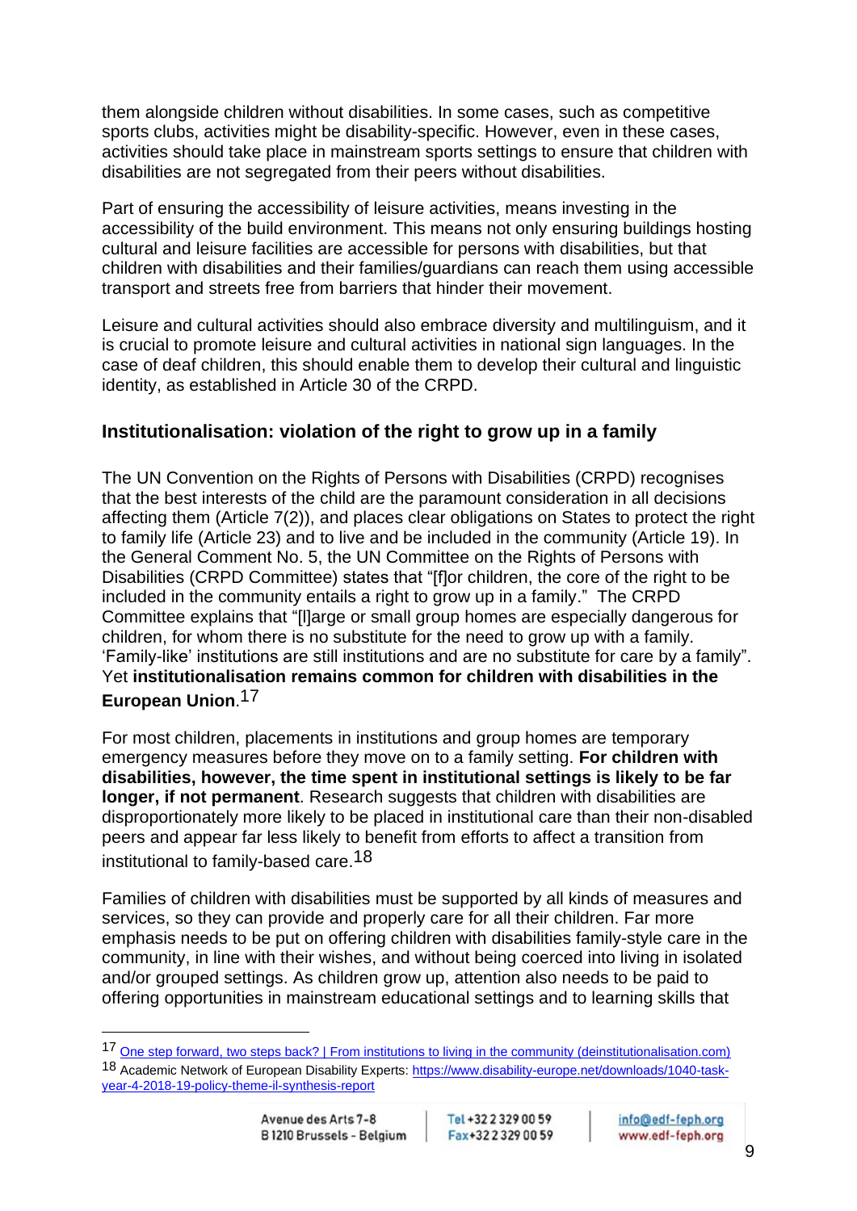them alongside children without disabilities. In some cases, such as competitive sports clubs, activities might be disability-specific. However, even in these cases, activities should take place in mainstream sports settings to ensure that children with disabilities are not segregated from their peers without disabilities.

Part of ensuring the accessibility of leisure activities, means investing in the accessibility of the build environment. This means not only ensuring buildings hosting cultural and leisure facilities are accessible for persons with disabilities, but that children with disabilities and their families/guardians can reach them using accessible transport and streets free from barriers that hinder their movement.

Leisure and cultural activities should also embrace diversity and multilinguism, and it is crucial to promote leisure and cultural activities in national sign languages. In the case of deaf children, this should enable them to develop their cultural and linguistic identity, as established in Article 30 of the CRPD.

### Institutionalisation: violation of the right to grow up in a family

The UN Convention on the Rights of Persons with Disabilities (CRPD) recognises that the best interests of the child are the paramount consideration in all decisions affecting them (Article 7(2)), and places clear obligations on States to protect the right to family life (Article 23) and to live and be included in the community (Article 19). In the General Comment No. 5, the UN Committee on the Rights of Persons with Disabilities (CRPD Committee) states that "[f]or children, the core of the right to be included in the community entails a right to grow up in a family." The CRPD Committee explains that "[l]arge or small group homes are especially dangerous for children, for whom there is no substitute for the need to grow up with a family. 'Family-like' institutions are still institutions and are no substitute for care by a family". Yet **institutionalisation remains common for children with disabilities in the European Union**.[17]

For most children, placements in institutions and group homes are temporary emergency measures before they move on to a family setting. **For children with disabilities, however, the time spent in institutional settings is likely to be far longer, if not permanent**. Research suggests that children with disabilities are disproportionately more likely to be placed in institutional care than their non-disabled peers and appear far less likely to benefit from efforts to affect a transition from institutional to family-based care.[18]

Families of children with disabilities must be supported by all kinds of measures and services, so they can provide and properly care for all their children. Far more emphasis needs to be put on offering children with disabilities family-style care in the community, in line with their wishes, and without being coerced into living in isolated and/or grouped settings. As children grow up, attention also needs to be paid to offering opportunities in mainstream educational settings and to learning skills that

---

[17] One step forward, two steps back? | From institutions to living in the community (deinstitutionalisation.com)

[18] Academic Network of European Disability Experts: https://www.disability-europe.net/downloads/1040-task-year-4-2018-19-policy-theme-il-synthesis-report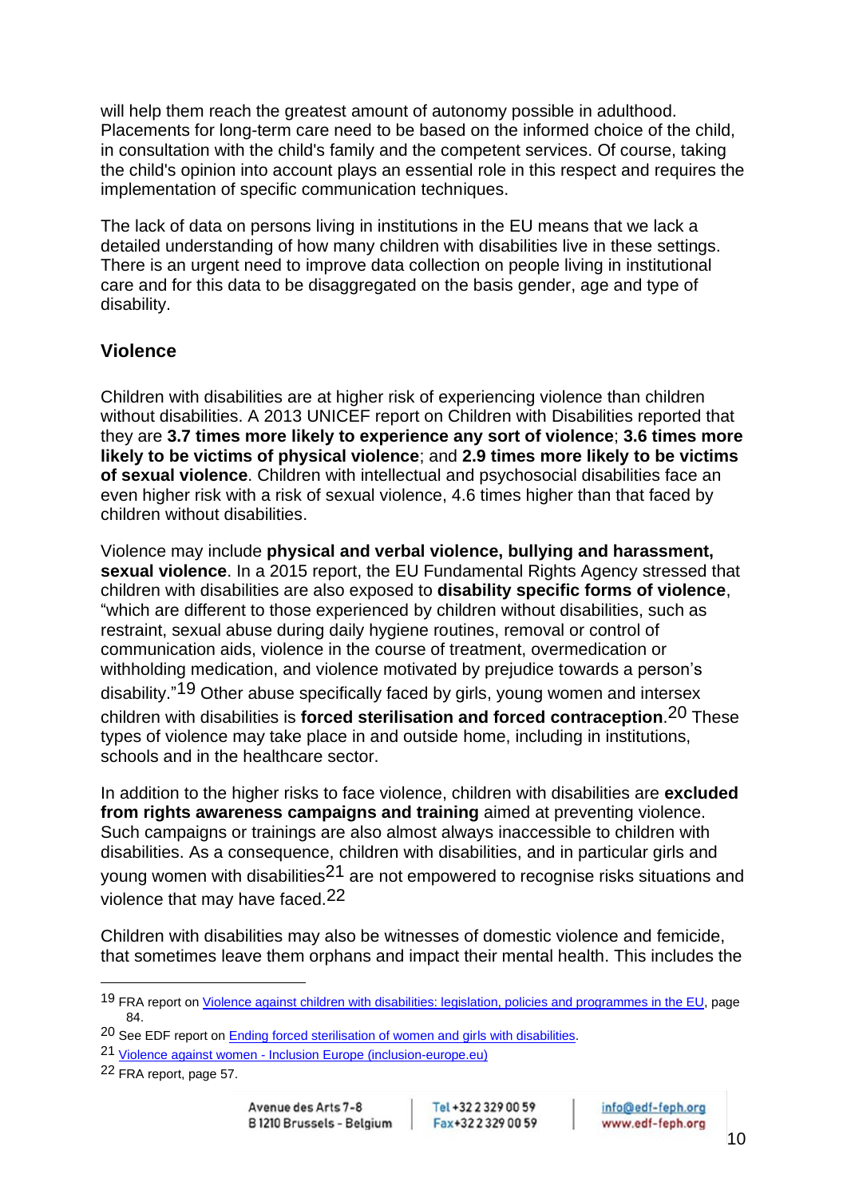will help them reach the greatest amount of autonomy possible in adulthood. Placements for long-term care need to be based on the informed choice of the child, in consultation with the child's family and the competent services. Of course, taking the child's opinion into account plays an essential role in this respect and requires the implementation of specific communication techniques.

The lack of data on persons living in institutions in the EU means that we lack a detailed understanding of how many children with disabilities live in these settings. There is an urgent need to improve data collection on people living in institutional care and for this data to be disaggregated on the basis gender, age and type of disability.

### Violence

Children with disabilities are at higher risk of experiencing violence than children without disabilities. A 2013 UNICEF report on Children with Disabilities reported that they are **3.7 times more likely to experience any sort of violence**; **3.6 times more likely to be victims of physical violence**; and **2.9 times more likely to be victims of sexual violence**. Children with intellectual and psychosocial disabilities face an even higher risk with a risk of sexual violence, 4.6 times higher than that faced by children without disabilities.

Violence may include **physical and verbal violence, bullying and harassment, sexual violence**. In a 2015 report, the EU Fundamental Rights Agency stressed that children with disabilities are also exposed to **disability specific forms of violence**, "which are different to those experienced by children without disabilities, such as restraint, sexual abuse during daily hygiene routines, removal or control of communication aids, violence in the course of treatment, overmedication or withholding medication, and violence motivated by prejudice towards a person's disability."[19] Other abuse specifically faced by girls, young women and intersex children with disabilities is **forced sterilisation and forced contraception**.[20] These types of violence may take place in and outside home, including in institutions, schools and in the healthcare sector.

In addition to the higher risks to face violence, children with disabilities are **excluded from rights awareness campaigns and training** aimed at preventing violence. Such campaigns or trainings are also almost always inaccessible to children with disabilities. As a consequence, children with disabilities, and in particular girls and young women with disabilities[21] are not empowered to recognise risks situations and violence that may have faced.[22]

Children with disabilities may also be witnesses of domestic violence and femicide, that sometimes leave them orphans and impact their mental health. This includes the

---

[19] FRA report on Violence against children with disabilities: legislation, policies and programmes in the EU, page 84.

[20] See EDF report on Ending forced sterilisation of women and girls with disabilities.

[21] Violence against women - Inclusion Europe (inclusion-europe.eu)

[22] FRA report, page 57.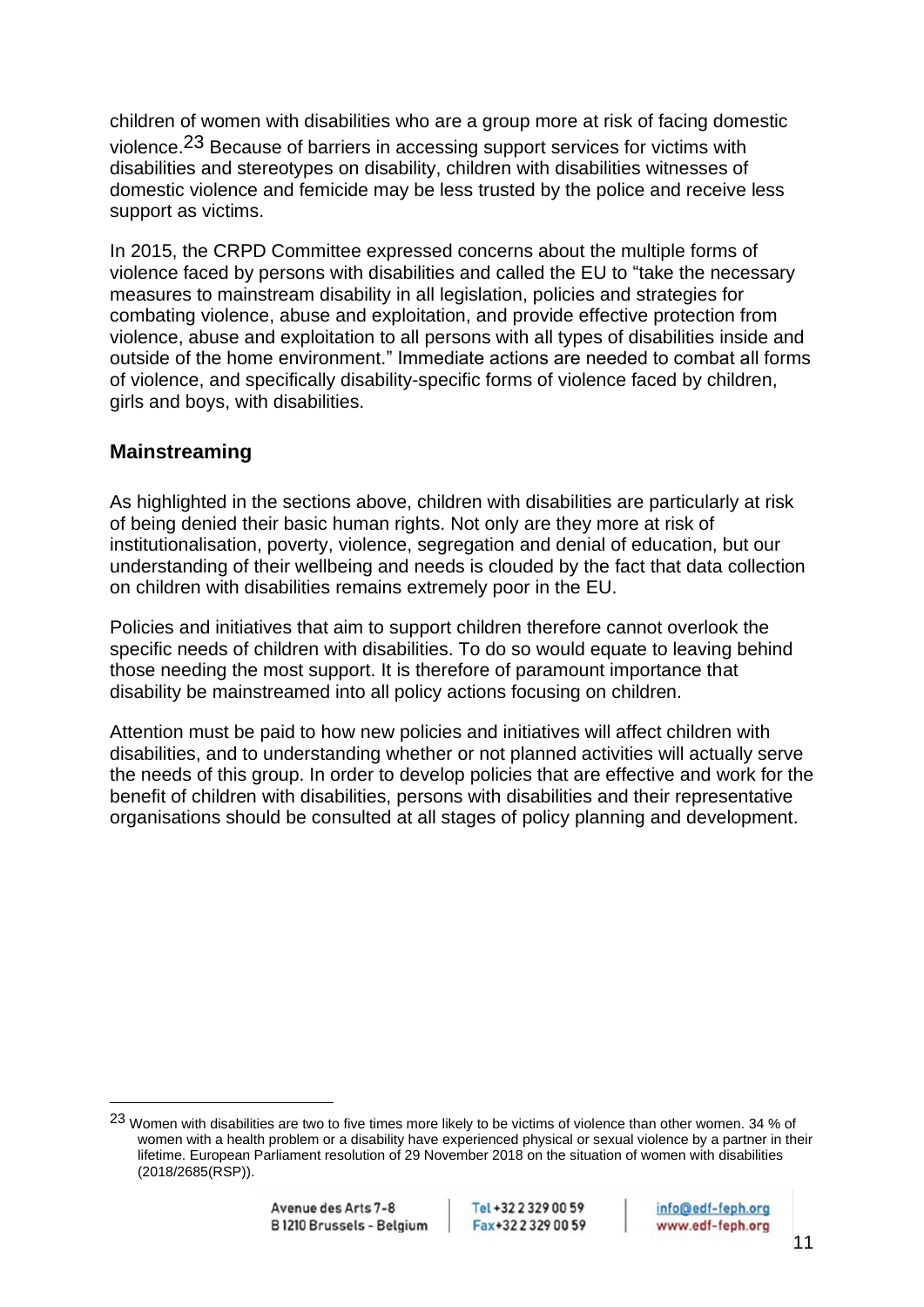children of women with disabilities who are a group more at risk of facing domestic violence.[23] Because of barriers in accessing support services for victims with disabilities and stereotypes on disability, children with disabilities witnesses of domestic violence and femicide may be less trusted by the police and receive less support as victims.

In 2015, the CRPD Committee expressed concerns about the multiple forms of violence faced by persons with disabilities and called the EU to "take the necessary measures to mainstream disability in all legislation, policies and strategies for combating violence, abuse and exploitation, and provide effective protection from violence, abuse and exploitation to all persons with all types of disabilities inside and outside of the home environment." Immediate actions are needed to combat all forms of violence, and specifically disability-specific forms of violence faced by children, girls and boys, with disabilities.

## Mainstreaming

As highlighted in the sections above, children with disabilities are particularly at risk of being denied their basic human rights. Not only are they more at risk of institutionalisation, poverty, violence, segregation and denial of education, but our understanding of their wellbeing and needs is clouded by the fact that data collection on children with disabilities remains extremely poor in the EU.

Policies and initiatives that aim to support children therefore cannot overlook the specific needs of children with disabilities. To do so would equate to leaving behind those needing the most support. It is therefore of paramount importance that disability be mainstreamed into all policy actions focusing on children.

Attention must be paid to how new policies and initiatives will affect children with disabilities, and to understanding whether or not planned activities will actually serve the needs of this group. In order to develop policies that are effective and work for the benefit of children with disabilities, persons with disabilities and their representative organisations should be consulted at all stages of policy planning and development.

[23] Women with disabilities are two to five times more likely to be victims of violence than other women. 34 % of women with a health problem or a disability have experienced physical or sexual violence by a partner in their lifetime. European Parliament resolution of 29 November 2018 on the situation of women with disabilities (2018/2685(RSP)).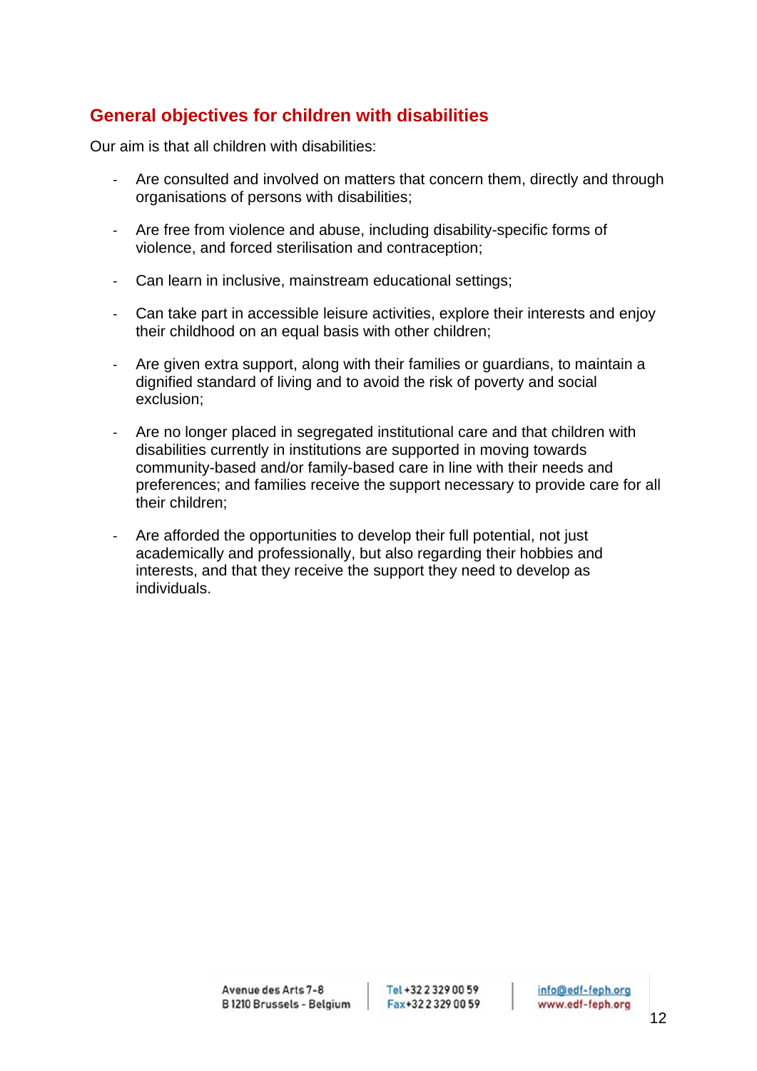## General objectives for children with disabilities

Our aim is that all children with disabilities:

- Are consulted and involved on matters that concern them, directly and through organisations of persons with disabilities;
- Are free from violence and abuse, including disability-specific forms of violence, and forced sterilisation and contraception;
- Can learn in inclusive, mainstream educational settings;
- Can take part in accessible leisure activities, explore their interests and enjoy their childhood on an equal basis with other children;
- Are given extra support, along with their families or guardians, to maintain a dignified standard of living and to avoid the risk of poverty and social exclusion;
- Are no longer placed in segregated institutional care and that children with disabilities currently in institutions are supported in moving towards community-based and/or family-based care in line with their needs and preferences; and families receive the support necessary to provide care for all their children;
- Are afforded the opportunities to develop their full potential, not just academically and professionally, but also regarding their hobbies and interests, and that they receive the support they need to develop as individuals.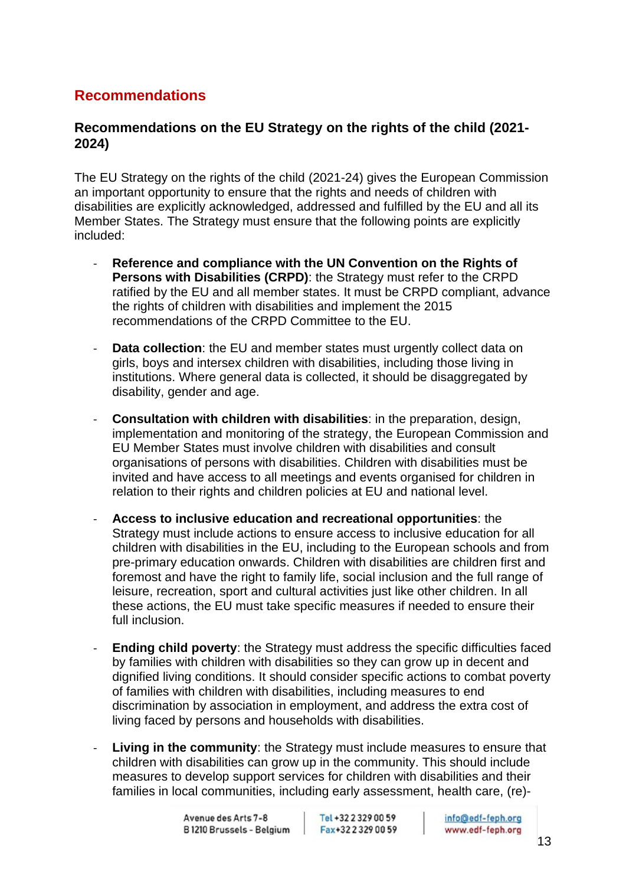## Recommendations

### Recommendations on the EU Strategy on the rights of the child (2021-2024)

The EU Strategy on the rights of the child (2021-24) gives the European Commission an important opportunity to ensure that the rights and needs of children with disabilities are explicitly acknowledged, addressed and fulfilled by the EU and all its Member States. The Strategy must ensure that the following points are explicitly included:

- **Reference and compliance with the UN Convention on the Rights of Persons with Disabilities (CRPD)**: the Strategy must refer to the CRPD ratified by the EU and all member states. It must be CRPD compliant, advance the rights of children with disabilities and implement the 2015 recommendations of the CRPD Committee to the EU.

- **Data collection**: the EU and member states must urgently collect data on girls, boys and intersex children with disabilities, including those living in institutions. Where general data is collected, it should be disaggregated by disability, gender and age.

- **Consultation with children with disabilities**: in the preparation, design, implementation and monitoring of the strategy, the European Commission and EU Member States must involve children with disabilities and consult organisations of persons with disabilities. Children with disabilities must be invited and have access to all meetings and events organised for children in relation to their rights and children policies at EU and national level.

- **Access to inclusive education and recreational opportunities**: the Strategy must include actions to ensure access to inclusive education for all children with disabilities in the EU, including to the European schools and from pre-primary education onwards. Children with disabilities are children first and foremost and have the right to family life, social inclusion and the full range of leisure, recreation, sport and cultural activities just like other children. In all these actions, the EU must take specific measures if needed to ensure their full inclusion.

- **Ending child poverty**: the Strategy must address the specific difficulties faced by families with children with disabilities so they can grow up in decent and dignified living conditions. It should consider specific actions to combat poverty of families with children with disabilities, including measures to end discrimination by association in employment, and address the extra cost of living faced by persons and households with disabilities.

- **Living in the community**: the Strategy must include measures to ensure that children with disabilities can grow up in the community. This should include measures to develop support services for children with disabilities and their families in local communities, including early assessment, health care, (re)-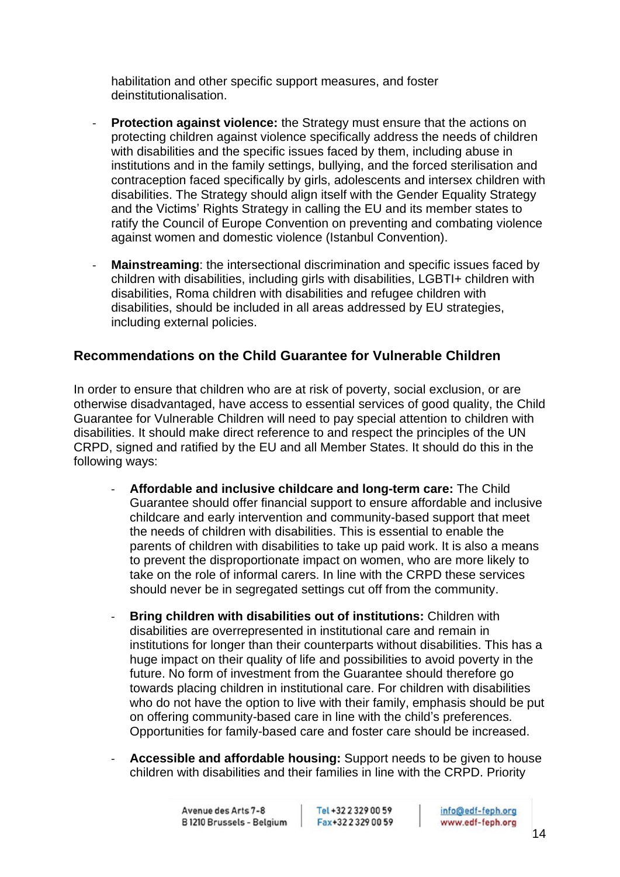habilitation and other specific support measures, and foster deinstitutionalisation.

- **Protection against violence:** the Strategy must ensure that the actions on protecting children against violence specifically address the needs of children with disabilities and the specific issues faced by them, including abuse in institutions and in the family settings, bullying, and the forced sterilisation and contraception faced specifically by girls, adolescents and intersex children with disabilities. The Strategy should align itself with the Gender Equality Strategy and the Victims' Rights Strategy in calling the EU and its member states to ratify the Council of Europe Convention on preventing and combating violence against women and domestic violence (Istanbul Convention).

- **Mainstreaming**: the intersectional discrimination and specific issues faced by children with disabilities, including girls with disabilities, LGBTI+ children with disabilities, Roma children with disabilities and refugee children with disabilities, should be included in all areas addressed by EU strategies, including external policies.

## Recommendations on the Child Guarantee for Vulnerable Children

In order to ensure that children who are at risk of poverty, social exclusion, or are otherwise disadvantaged, have access to essential services of good quality, the Child Guarantee for Vulnerable Children will need to pay special attention to children with disabilities. It should make direct reference to and respect the principles of the UN CRPD, signed and ratified by the EU and all Member States. It should do this in the following ways:

- **Affordable and inclusive childcare and long-term care:** The Child Guarantee should offer financial support to ensure affordable and inclusive childcare and early intervention and community-based support that meet the needs of children with disabilities. This is essential to enable the parents of children with disabilities to take up paid work. It is also a means to prevent the disproportionate impact on women, who are more likely to take on the role of informal carers. In line with the CRPD these services should never be in segregated settings cut off from the community.

- **Bring children with disabilities out of institutions:** Children with disabilities are overrepresented in institutional care and remain in institutions for longer than their counterparts without disabilities. This has a huge impact on their quality of life and possibilities to avoid poverty in the future. No form of investment from the Guarantee should therefore go towards placing children in institutional care. For children with disabilities who do not have the option to live with their family, emphasis should be put on offering community-based care in line with the child's preferences. Opportunities for family-based care and foster care should be increased.

- **Accessible and affordable housing:** Support needs to be given to house children with disabilities and their families in line with the CRPD. Priority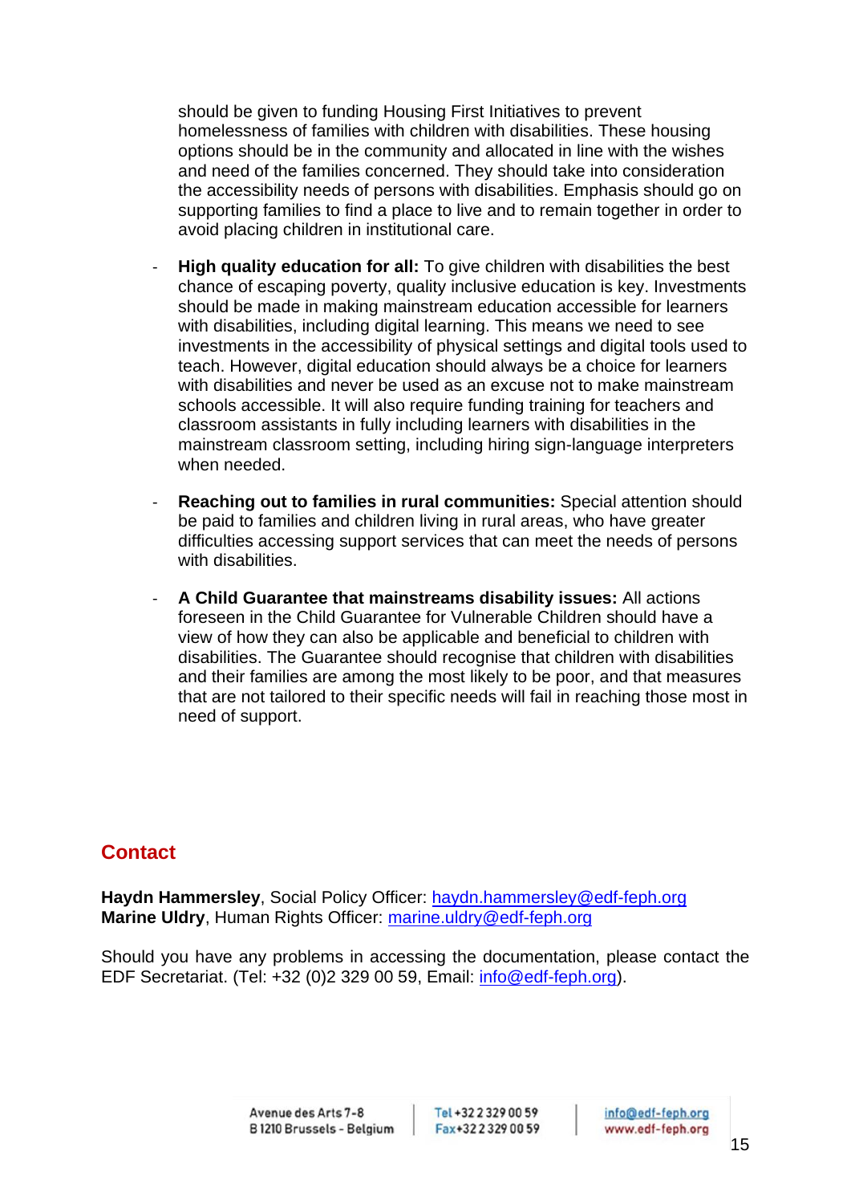should be given to funding Housing First Initiatives to prevent homelessness of families with children with disabilities. These housing options should be in the community and allocated in line with the wishes and need of the families concerned. They should take into consideration the accessibility needs of persons with disabilities. Emphasis should go on supporting families to find a place to live and to remain together in order to avoid placing children in institutional care.

- **High quality education for all:** To give children with disabilities the best chance of escaping poverty, quality inclusive education is key. Investments should be made in making mainstream education accessible for learners with disabilities, including digital learning. This means we need to see investments in the accessibility of physical settings and digital tools used to teach. However, digital education should always be a choice for learners with disabilities and never be used as an excuse not to make mainstream schools accessible. It will also require funding training for teachers and classroom assistants in fully including learners with disabilities in the mainstream classroom setting, including hiring sign-language interpreters when needed.

- **Reaching out to families in rural communities:** Special attention should be paid to families and children living in rural areas, who have greater difficulties accessing support services that can meet the needs of persons with disabilities.

- **A Child Guarantee that mainstreams disability issues:** All actions foreseen in the Child Guarantee for Vulnerable Children should have a view of how they can also be applicable and beneficial to children with disabilities. The Guarantee should recognise that children with disabilities and their families are among the most likely to be poor, and that measures that are not tailored to their specific needs will fail in reaching those most in need of support.

## Contact

**Haydn Hammersley**, Social Policy Officer: haydn.hammersley@edf-feph.org
**Marine Uldry**, Human Rights Officer: marine.uldry@edf-feph.org

Should you have any problems in accessing the documentation, please contact the EDF Secretariat. (Tel: +32 (0)2 329 00 59, Email: info@edf-feph.org).